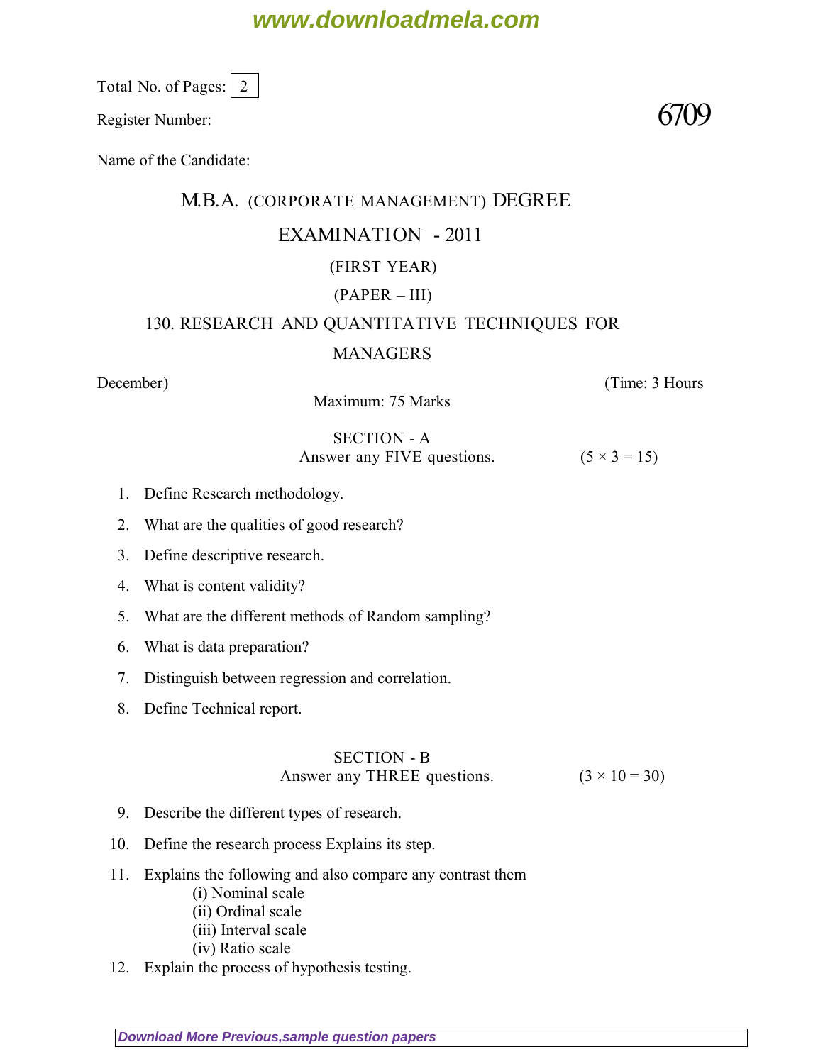Total No. of Pages: 2

Register Number: **6709**

Name of the Candidate:

# M.B.A. (CORPORATE MANAGEMENT) DEGREE

## EXAMINATION - 2011

(FIRST YEAR)

(PAPER – III)

## 130. RESEARCH AND QUANTITATIVE TECHNIQUES FOR MANAGERS

December) (Time: 3 Hours

Maximum: 75 Marks

### SECTION - A

Answer any FIVE questions. (5 × 3 = 15)

1. Define Research methodology.
2. What are the qualities of good research?
3. Define descriptive research.
4. What is content validity?
5. What are the different methods of Random sampling?
6. What is data preparation?
7. Distinguish between regression and correlation.
8. Define Technical report.

### SECTION - B

Answer any THREE questions. (3 × 10 = 30)

9. Describe the different types of research.
10. Define the research process Explains its step.
11. Explains the following and also compare any contrast them
    - (i) Nominal scale
    - (ii) Ordinal scale
    - (iii) Interval scale
    - (iv) Ratio scale
12. Explain the process of hypothesis testing.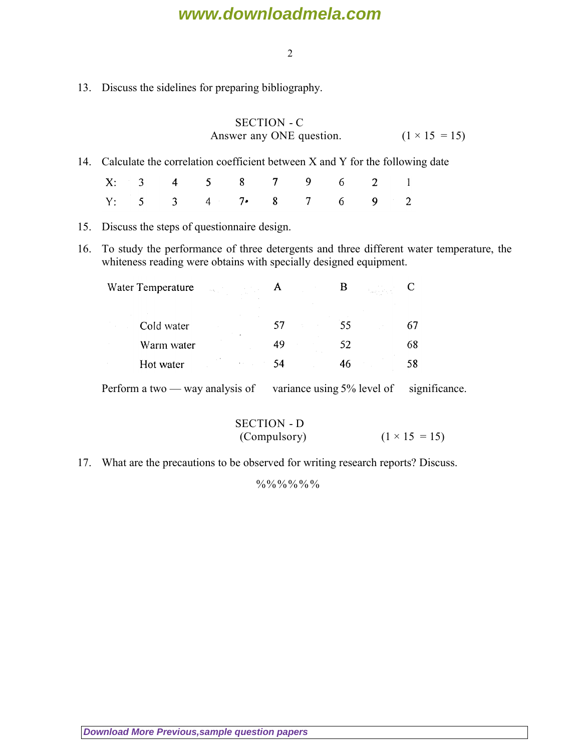13. Discuss the sidelines for preparing bibliography.

SECTION - C

Answer any ONE question. (1 × 15 = 15)

14. Calculate the correlation coefficient between X and Y for the following date

| | | | | | | | | | |
|---|---|---|---|---|---|---|---|---|---|
| X: | 3 | 4 | 5 | 8 | 7 | 9 | 6 | 2 | 1 |
| Y: | 5 | 3 | 4 | 7 | 8 | 7 | 6 | 9 | 2 |

15. Discuss the steps of questionnaire design.

16. To study the performance of three detergents and three different water temperature, the whiteness reading were obtains with specially designed equipment.

| Water Temperature | A | B | C |
|---|---|---|---|
| Cold water | 57 | 55 | 67 |
| Warm water | 49 | 52 | 68 |
| Hot water | 54 | 46 | 58 |

Perform a two — way analysis of variance using 5% level of significance.

SECTION - D

(Compulsory) (1 × 15 = 15)

17. What are the precautions to be observed for writing research reports? Discuss.

%%%%%%